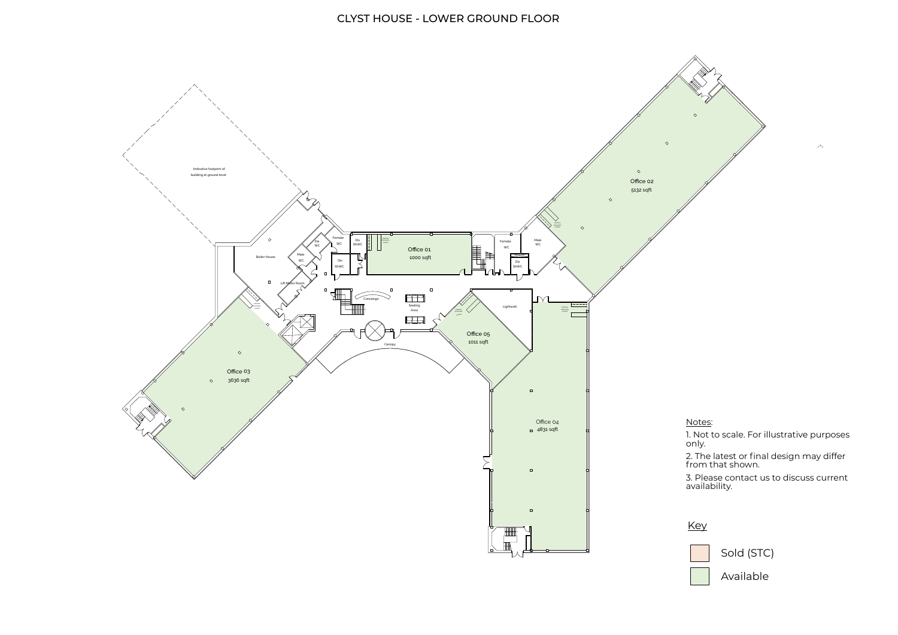# CLYST HOUSE - LOWER GROUND FLOOR

Indicative footprint of building at ground level

Boiler House

Lift Motor Room

Male WC

Dis WC

Female WC

Dis ShWC

Dis ShWC

Office 01
1000 sqft

Female WC

Dis ShWC

Male WC

Office 02
5132 sqft

Concierge

Seating Area

Canopy

Lightwell

Office 05
1011 sqft

Office 03
3636 sqft

Office 04
4831 sqft

Notes:

1. Not to scale. For illustrative purposes only.
2. The latest or final design may differ from that shown.
3. Please contact us to discuss current availability.

Key

- Sold (STC)
- Available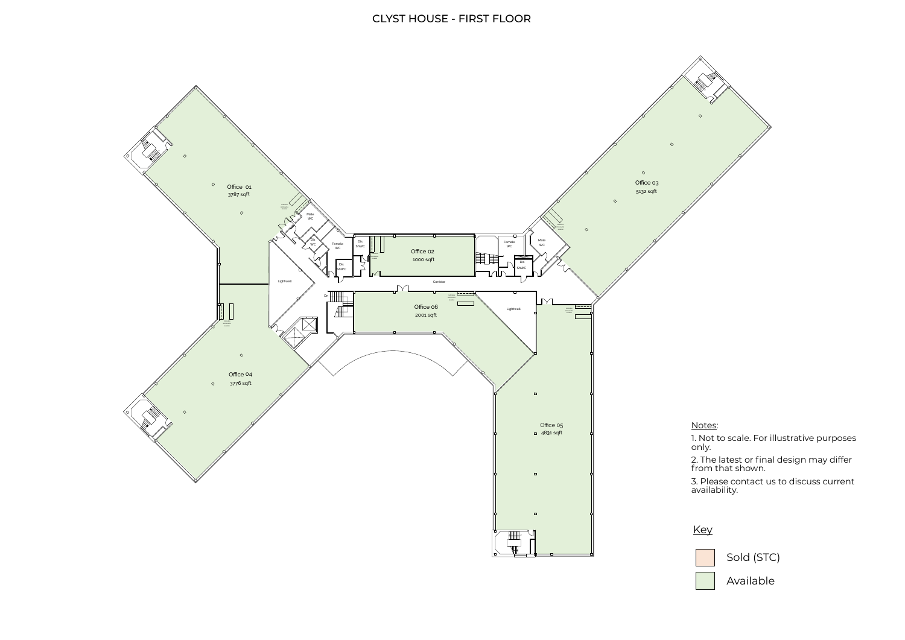# CLYST HOUSE - FIRST FLOOR

Office 01
3787 sqft

Office 02
1000 sqft

Office 03
5132 sqft

Office 04
3776 sqft

Office 05
4831 sqft

Office 06
2001 sqft

Male WC

Female WC

Dis WC

Dis SHWC

Lightwell

Corridor

Dn

Notes:

1. Not to scale. For illustrative purposes only.
2. The latest or final design may differ from that shown.
3. Please contact us to discuss current availability.

Key

- Sold (STC)
- Available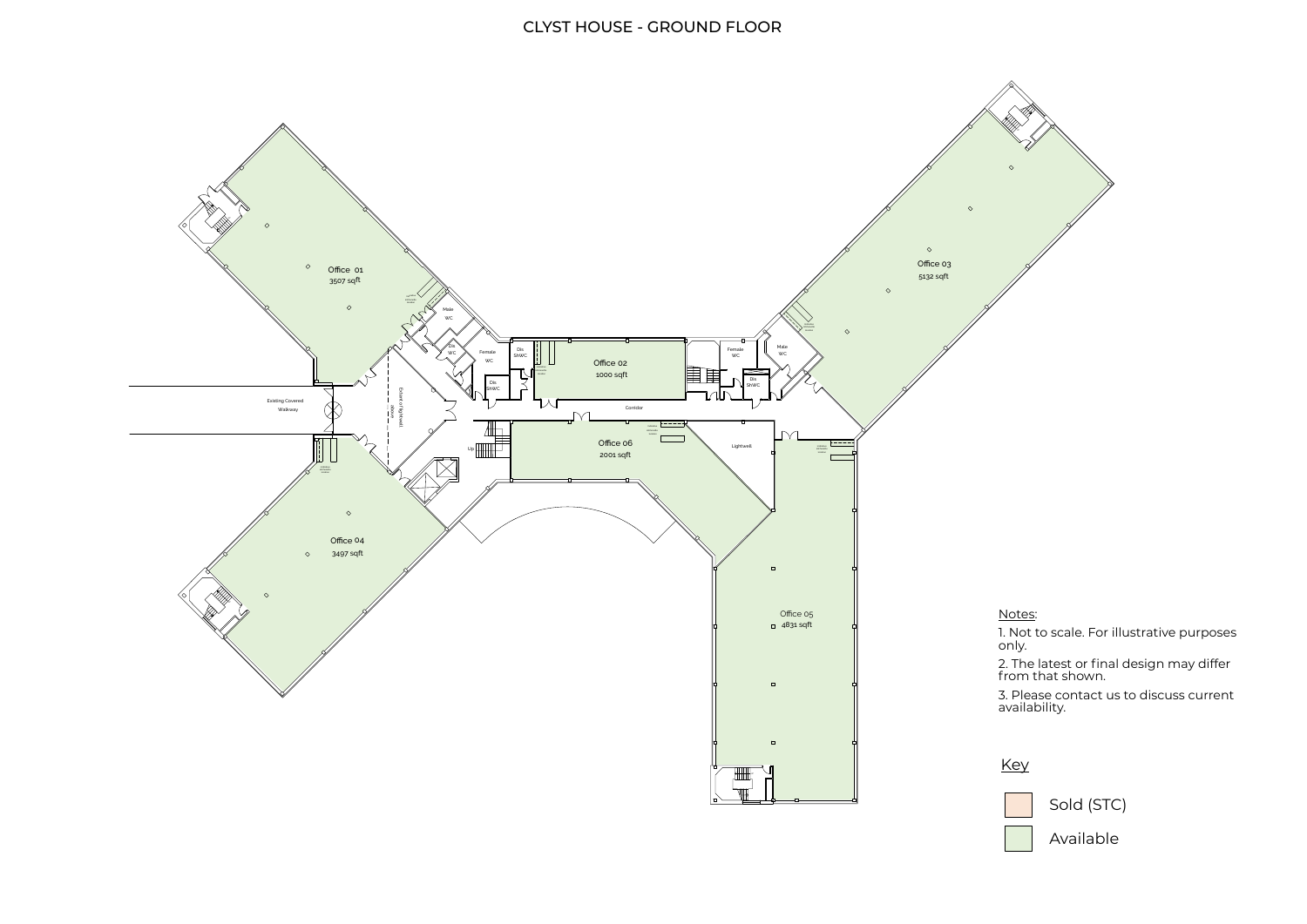# CLYST HOUSE - GROUND FLOOR

Office 01
3507 sqft

Office 02
1000 sqft

Office 03
5132 sqft

Office 04
3497 sqft

Office 05
4831 sqft

Office 06
2001 sqft

Existing Covered Walkway

Corridor

Lightwell

Male WC

Female WC

Dis WC

Dis ShWC

Up

Notes:

1. Not to scale. For illustrative purposes only.
2. The latest or final design may differ from that shown.
3. Please contact us to discuss current availability.

Key

Sold (STC)

Available